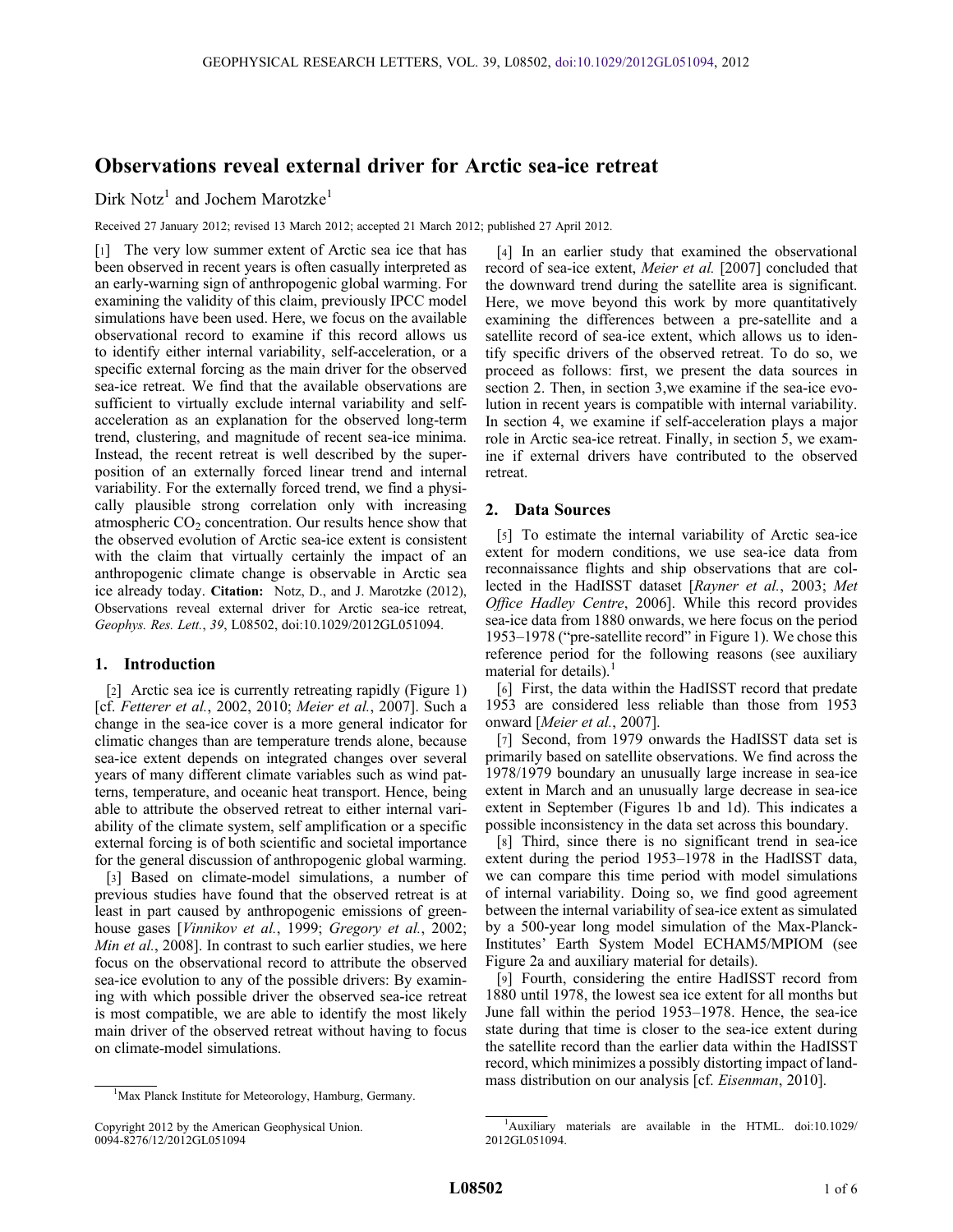# Observations reveal external driver for Arctic sea-ice retreat

Dirk Notz[1] and Jochem Marotzke[1]

Received 27 January 2012; revised 13 March 2012; accepted 21 March 2012; published 27 April 2012.

[1] The very low summer extent of Arctic sea ice that has been observed in recent years is often casually interpreted as an early-warning sign of anthropogenic global warming. For examining the validity of this claim, previously IPCC model simulations have been used. Here, we focus on the available observational record to examine if this record allows us to identify either internal variability, self-acceleration, or a specific external forcing as the main driver for the observed sea-ice retreat. We find that the available observations are sufficient to virtually exclude internal variability and self-acceleration as an explanation for the observed long-term trend, clustering, and magnitude of recent sea-ice minima. Instead, the recent retreat is well described by the superposition of an externally forced linear trend and internal variability. For the externally forced trend, we find a physically plausible strong correlation only with increasing atmospheric $CO_2$ concentration. Our results hence show that the observed evolution of Arctic sea-ice extent is consistent with the claim that virtually certainly the impact of an anthropogenic climate change is observable in Arctic sea ice already today. **Citation:** Notz, D., and J. Marotzke (2012), Observations reveal external driver for Arctic sea-ice retreat, *Geophys. Res. Lett.*, *39*, L08502, doi:10.1029/2012GL051094.

## 1. Introduction

[2] Arctic sea ice is currently retreating rapidly (Figure 1) [cf. *Fetterer et al.*, 2002, 2010; *Meier et al.*, 2007]. Such a change in the sea-ice cover is a more general indicator for climatic changes than are temperature trends alone, because sea-ice extent depends on integrated changes over several years of many different climate variables such as wind patterns, temperature, and oceanic heat transport. Hence, being able to attribute the observed retreat to either internal variability of the climate system, self amplification or a specific external forcing is of both scientific and societal importance for the general discussion of anthropogenic global warming.

[3] Based on climate-model simulations, a number of previous studies have found that the observed retreat is at least in part caused by anthropogenic emissions of greenhouse gases [*Vinnikov et al.*, 1999; *Gregory et al.*, 2002; *Min et al.*, 2008]. In contrast to such earlier studies, we here focus on the observational record to attribute the observed sea-ice evolution to any of the possible drivers: By examining with which possible driver the observed sea-ice retreat is most compatible, we are able to identify the most likely main driver of the observed retreat without having to focus on climate-model simulations.

[1]Max Planck Institute for Meteorology, Hamburg, Germany.

Copyright 2012 by the American Geophysical Union.
0094-8276/12/2012GL051094

[4] In an earlier study that examined the observational record of sea-ice extent, *Meier et al.* [2007] concluded that the downward trend during the satellite area is significant. Here, we move beyond this work by more quantitatively examining the differences between a pre-satellite and a satellite record of sea-ice extent, which allows us to identify specific drivers of the observed retreat. To do so, we proceed as follows: first, we present the data sources in section 2. Then, in section 3,we examine if the sea-ice evolution in recent years is compatible with internal variability. In section 4, we examine if self-acceleration plays a major role in Arctic sea-ice retreat. Finally, in section 5, we examine if external drivers have contributed to the observed retreat.

## 2. Data Sources

[5] To estimate the internal variability of Arctic sea-ice extent for modern conditions, we use sea-ice data from reconnaissance flights and ship observations that are collected in the HadISST dataset [*Rayner et al.*, 2003; *Met Office Hadley Centre*, 2006]. While this record provides sea-ice data from 1880 onwards, we here focus on the period 1953–1978 ("pre-satellite record" in Figure 1). We chose this reference period for the following reasons (see auxiliary material for details).[1]

[6] First, the data within the HadISST record that predate 1953 are considered less reliable than those from 1953 onward [*Meier et al.*, 2007].

[7] Second, from 1979 onwards the HadISST data set is primarily based on satellite observations. We find across the 1978/1979 boundary an unusually large increase in sea-ice extent in March and an unusually large decrease in sea-ice extent in September (Figures 1b and 1d). This indicates a possible inconsistency in the data set across this boundary.

[8] Third, since there is no significant trend in sea-ice extent during the period 1953–1978 in the HadISST data, we can compare this time period with model simulations of internal variability. Doing so, we find good agreement between the internal variability of sea-ice extent as simulated by a 500-year long model simulation of the Max-Planck-Institutes' Earth System Model ECHAM5/MPIOM (see Figure 2a and auxiliary material for details).

[9] Fourth, considering the entire HadISST record from 1880 until 1978, the lowest sea ice extent for all months but June fall within the period 1953–1978. Hence, the sea-ice state during that time is closer to the sea-ice extent during the satellite record than the earlier data within the HadISST record, which minimizes a possibly distorting impact of land-mass distribution on our analysis [cf. *Eisenman*, 2010].

[1]Auxiliary materials are available in the HTML. doi:10.1029/2012GL051094.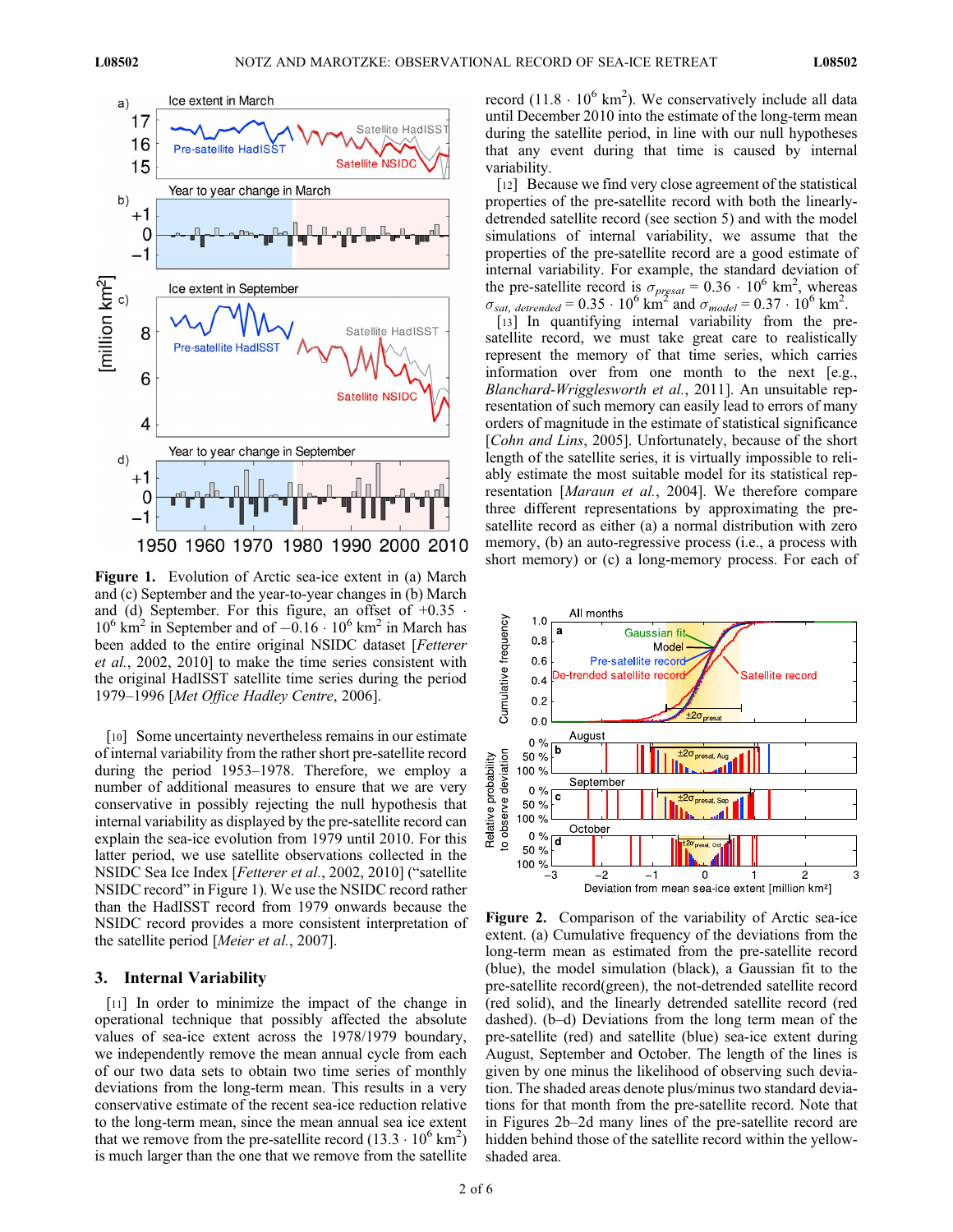Figure 1. Evolution of Arctic sea-ice extent in (a) March and (c) September and the year-to-year changes in (b) March and (d) September. For this figure, an offset of $+0.35 \cdot 10^6$ km$^2$ in September and of $-0.16 \cdot 10^6$ km$^2$ in March has been added to the entire original NSIDC dataset [*Fetterer et al.*, 2002, 2010] to make the time series consistent with the original HadISST satellite time series during the period 1979–1996 [*Met Office Hadley Centre*, 2006].

[10] Some uncertainty nevertheless remains in our estimate of internal variability from the rather short pre-satellite record during the period 1953–1978. Therefore, we employ a number of additional measures to ensure that we are very conservative in possibly rejecting the null hypothesis that internal variability as displayed by the pre-satellite record can explain the sea-ice evolution from 1979 until 2010. For this latter period, we use satellite observations collected in the NSIDC Sea Ice Index [*Fetterer et al.*, 2002, 2010] ("satellite NSIDC record" in Figure 1). We use the NSIDC record rather than the HadISST record from 1979 onwards because the NSIDC record provides a more consistent interpretation of the satellite period [*Meier et al.*, 2007].

## 3. Internal Variability

[11] In order to minimize the impact of the change in operational technique that possibly affected the absolute values of sea-ice extent across the 1978/1979 boundary, we independently remove the mean annual cycle from each of our two data sets to obtain two time series of monthly deviations from the long-term mean. This results in a very conservative estimate of the recent sea-ice reduction relative to the long-term mean, since the mean annual sea ice extent that we remove from the pre-satellite record ($13.3 \cdot 10^6$ km$^2$) is much larger than the one that we remove from the satellite record ($11.8 \cdot 10^6$ km$^2$). We conservatively include all data until December 2010 into the estimate of the long-term mean during the satellite period, in line with our null hypotheses that any event during that time is caused by internal variability.

[12] Because we find very close agreement of the statistical properties of the pre-satellite record with both the linearly-detrended satellite record (see section 5) and with the model simulations of internal variability, we assume that the properties of the pre-satellite record are a good estimate of internal variability. For example, the standard deviation of the pre-satellite record is $\sigma_{presat} = 0.36 \cdot 10^6$ km$^2$, whereas $\sigma_{sat,\ detrended} = 0.35 \cdot 10^6$ km$^2$ and $\sigma_{model} = 0.37 \cdot 10^6$ km$^2$.

[13] In quantifying internal variability from the pre-satellite record, we must take great care to realistically represent the memory of that time series, which carries information over from one month to the next [e.g., *Blanchard-Wrigglesworth et al.*, 2011]. An unsuitable representation of such memory can easily lead to errors of many orders of magnitude in the estimate of statistical significance [*Cohn and Lins*, 2005]. Unfortunately, because of the short length of the satellite series, it is virtually impossible to reliably estimate the most suitable model for its statistical representation [*Maraun et al.*, 2004]. We therefore compare three different representations by approximating the pre-satellite record as either (a) a normal distribution with zero memory, (b) an auto-regressive process (i.e., a process with short memory) or (c) a long-memory process. For each of

Figure 2. Comparison of the variability of Arctic sea-ice extent. (a) Cumulative frequency of the deviations from the long-term mean as estimated from the pre-satellite record (blue), the model simulation (black), a Gaussian fit to the pre-satellite record(green), the not-detrended satellite record (red solid), and the linearly detrended satellite record (red dashed). (b–d) Deviations from the long term mean of the pre-satellite (red) and satellite (blue) sea-ice extent during August, September and October. The length of the lines is given by one minus the likelihood of observing such deviations. The shaded areas denote plus/minus two standard deviations for that month from the pre-satellite record. Note that in Figures 2b–2d many lines of the pre-satellite record are hidden behind those of the satellite record within the yellow-shaded area.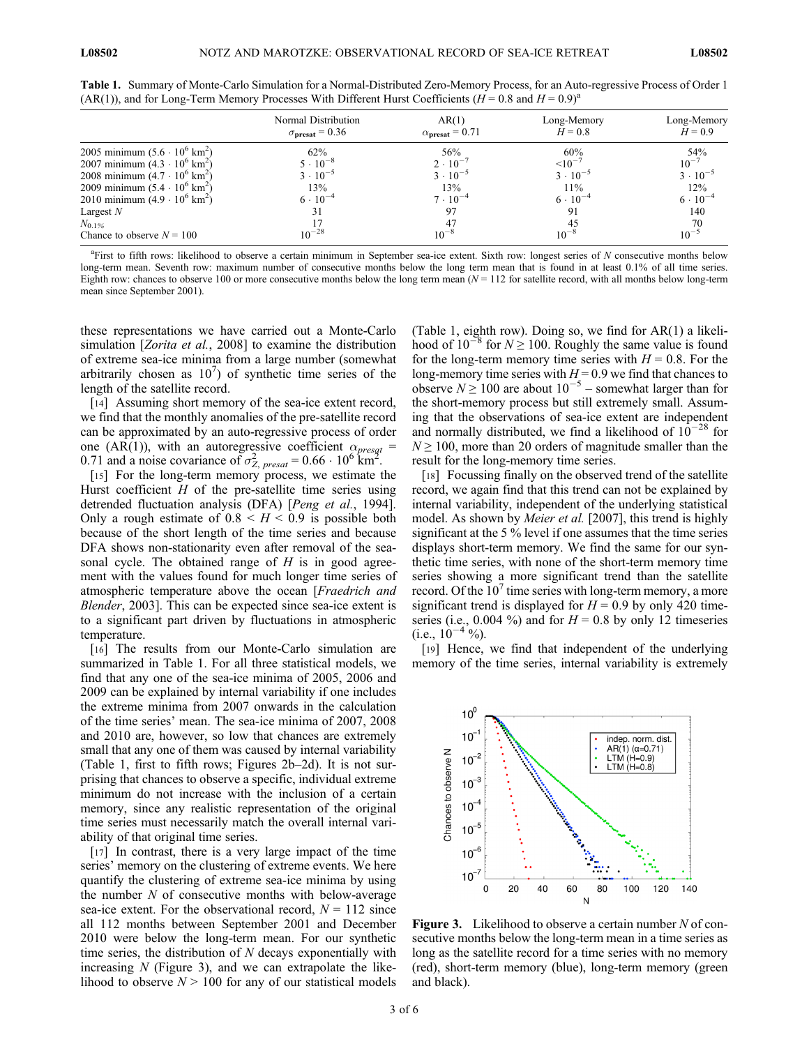**Table 1.** Summary of Monte-Carlo Simulation for a Normal-Distributed Zero-Memory Process, for an Auto-regressive Process of Order 1 (AR(1)), and for Long-Term Memory Processes With Different Hurst Coefficients ($H = 0.8$ and $H = 0.9$)[a]

| | Normal Distribution $\sigma_{\mathrm{presat}} = 0.36$ | AR(1) $\alpha_{\mathrm{presat}} = 0.71$ | Long-Memory $H = 0.8$ | Long-Memory $H = 0.9$ |
|---|---|---|---|---|
| 2005 minimum ($5.6 \cdot 10^6$ km$^2$) | 62% | 56% | 60% | 54% |
| 2007 minimum ($4.3 \cdot 10^6$ km$^2$) | $5 \cdot 10^{-8}$ | $2 \cdot 10^{-7}$ | $<10^{-7}$ | $10^{-7}$ |
| 2008 minimum ($4.7 \cdot 10^6$ km$^2$) | $3 \cdot 10^{-5}$ | $3 \cdot 10^{-5}$ | $3 \cdot 10^{-5}$ | $3 \cdot 10^{-5}$ |
| 2009 minimum ($5.4 \cdot 10^6$ km$^2$) | 13% | 13% | 11% | 12% |
| 2010 minimum ($4.9 \cdot 10^6$ km$^2$) | $6 \cdot 10^{-4}$ | $7 \cdot 10^{-4}$ | $6 \cdot 10^{-4}$ | $6 \cdot 10^{-4}$ |
| Largest $N$ | 31 | 97 | 91 | 140 |
| $N_{0.1\%}$ | 17 | 47 | 45 | 70 |
| Chance to observe $N = 100$ | $10^{-28}$ | $10^{-8}$ | $10^{-8}$ | $10^{-5}$ |

[a]First to fifth rows: likelihood to observe a certain minimum in September sea-ice extent. Sixth row: longest series of $N$ consecutive months below long-term mean. Seventh row: maximum number of consecutive months below the long term mean that is found in at least 0.1% of all time series. Eighth row: chances to observe 100 or more consecutive months below the long term mean ($N = 112$ for satellite record, with all months below long-term mean since September 2001).

these representations we have carried out a Monte-Carlo simulation [*Zorita et al.*, 2008] to examine the distribution of extreme sea-ice minima from a large number (somewhat arbitrarily chosen as $10^7$) of synthetic time series of the length of the satellite record.

[14] Assuming short memory of the sea-ice extent record, we find that the monthly anomalies of the pre-satellite record can be approximated by an auto-regressive process of order one (AR(1)), with an autoregressive coefficient $\alpha_{presat} = 0.71$ and a noise covariance of $\sigma^2_{Z,\, presat} = 0.66 \cdot 10^6$ km$^2$.

[15] For the long-term memory process, we estimate the Hurst coefficient $H$ of the pre-satellite time series using detrended fluctuation analysis (DFA) [*Peng et al.*, 1994]. Only a rough estimate of $0.8 < H < 0.9$ is possible both because of the short length of the time series and because DFA shows non-stationarity even after removal of the seasonal cycle. The obtained range of $H$ is in good agreement with the values found for much longer time series of atmospheric temperature above the ocean [*Fraedrich and Blender*, 2003]. This can be expected since sea-ice extent is to a significant part driven by fluctuations in atmospheric temperature.

[16] The results from our Monte-Carlo simulation are summarized in Table 1. For all three statistical models, we find that any one of the sea-ice minima of 2005, 2006 and 2009 can be explained by internal variability if one includes the extreme minima from 2007 onwards in the calculation of the time series' mean. The sea-ice minima of 2007, 2008 and 2010 are, however, so low that chances are extremely small that any one of them was caused by internal variability (Table 1, first to fifth rows; Figures 2b–2d). It is not surprising that chances to observe a specific, individual extreme minimum do not increase with the inclusion of a certain memory, since any realistic representation of the original time series must necessarily match the overall internal variability of that original time series.

[17] In contrast, there is a very large impact of the time series' memory on the clustering of extreme events. We here quantify the clustering of extreme sea-ice minima by using the number $N$ of consecutive months with below-average sea-ice extent. For the observational record, $N = 112$ since all 112 months between September 2001 and December 2010 were below the long-term mean. For our synthetic time series, the distribution of $N$ decays exponentially with increasing $N$ (Figure 3), and we can extrapolate the likelihood to observe $N > 100$ for any of our statistical models (Table 1, eighth row). Doing so, we find for AR(1) a likelihood of $10^{-8}$ for $N \geq 100$. Roughly the same value is found for the long-term memory time series with $H = 0.8$. For the long-memory time series with $H = 0.9$ we find that chances to observe $N \geq 100$ are about $10^{-5}$ – somewhat larger than for the short-memory process but still extremely small. Assuming that the observations of sea-ice extent are independent and normally distributed, we find a likelihood of $10^{-28}$ for $N \geq 100$, more than 20 orders of magnitude smaller than the result for the long-memory time series.

[18] Focussing finally on the observed trend of the satellite record, we again find that this trend can not be explained by internal variability, independent of the underlying statistical model. As shown by *Meier et al.* [2007], this trend is highly significant at the 5 % level if one assumes that the time series displays short-term memory. We find the same for our synthetic time series, with none of the short-term memory time series showing a more significant trend than the satellite record. Of the $10^7$ time series with long-term memory, a more significant trend is displayed for $H = 0.9$ by only 420 time-series (i.e., 0.004 %) and for $H = 0.8$ by only 12 timeseries (i.e., $10^{-4}$ %).

[19] Hence, we find that independent of the underlying memory of the time series, internal variability is extremely

**Figure 3.** Likelihood to observe a certain number $N$ of consecutive months below the long-term mean in a time series as long as the satellite record for a time series with no memory (red), short-term memory (blue), long-term memory (green and black).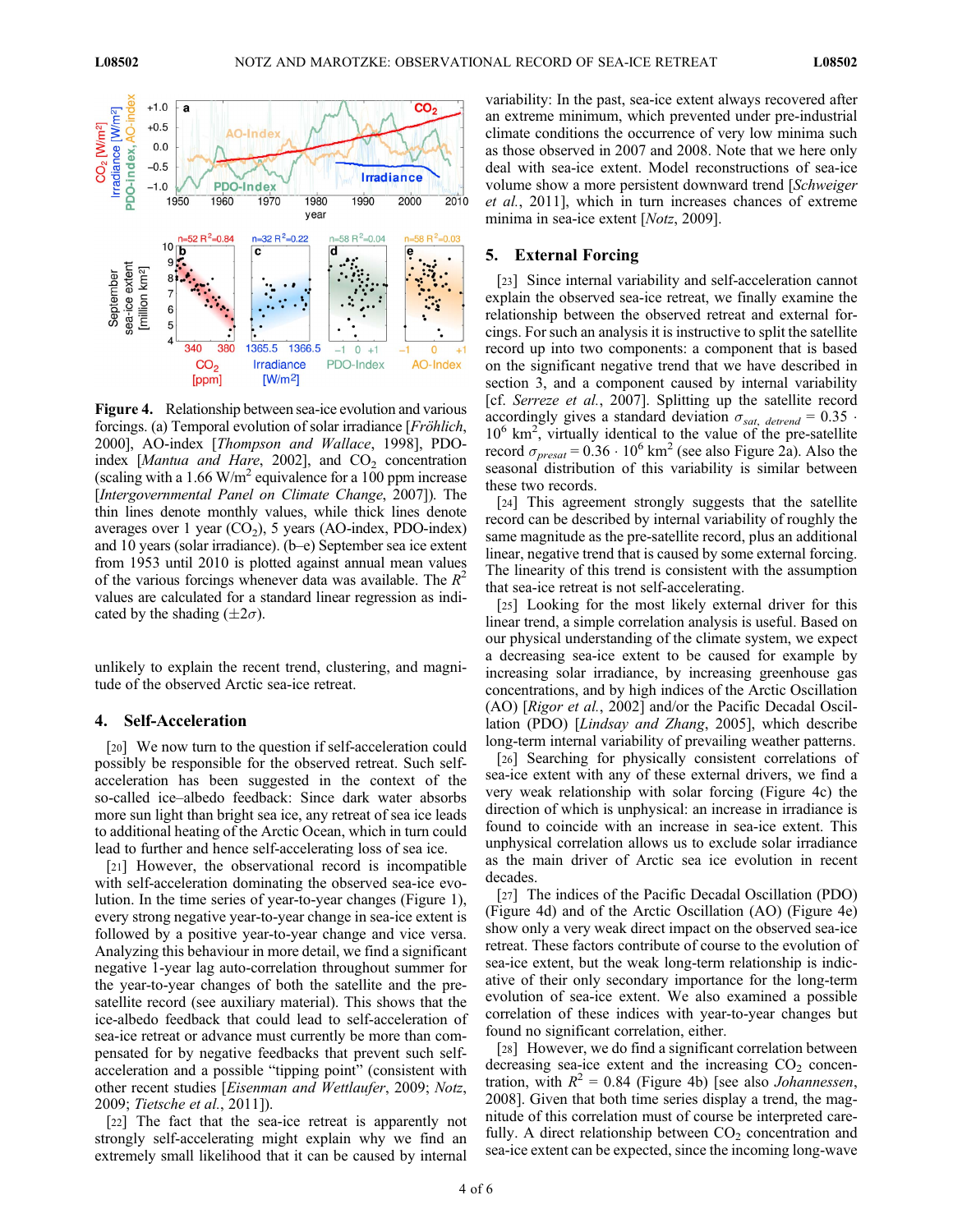**Figure 4.** Relationship between sea-ice evolution and various forcings. (a) Temporal evolution of solar irradiance [*Fröhlich*, 2000], AO-index [*Thompson and Wallace*, 1998], PDO-index [*Mantua and Hare*, 2002], and $CO_2$ concentration (scaling with a 1.66 W/m$^2$ equivalence for a 100 ppm increase [*Intergovernmental Panel on Climate Change*, 2007]). The thin lines denote monthly values, while thick lines denote averages over 1 year ($CO_2$), 5 years (AO-index, PDO-index) and 10 years (solar irradiance). (b–e) September sea ice extent from 1953 until 2010 is plotted against annual mean values of the various forcings whenever data was available. The $R^2$ values are calculated for a standard linear regression as indicated by the shading ($\pm 2\sigma$).

unlikely to explain the recent trend, clustering, and magnitude of the observed Arctic sea-ice retreat.

## 4. Self-Acceleration

[20] We now turn to the question if self-acceleration could possibly be responsible for the observed retreat. Such self-acceleration has been suggested in the context of the so-called ice–albedo feedback: Since dark water absorbs more sun light than bright sea ice, any retreat of sea ice leads to additional heating of the Arctic Ocean, which in turn could lead to further and hence self-accelerating loss of sea ice.

[21] However, the observational record is incompatible with self-acceleration dominating the observed sea-ice evolution. In the time series of year-to-year changes (Figure 1), every strong negative year-to-year change in sea-ice extent is followed by a positive year-to-year change and vice versa. Analyzing this behaviour in more detail, we find a significant negative 1-year lag auto-correlation throughout summer for the year-to-year changes of both the satellite and the pre-satellite record (see auxiliary material). This shows that the ice-albedo feedback that could lead to self-acceleration of sea-ice retreat or advance must currently be more than compensated for by negative feedbacks that prevent such self-acceleration and a possible "tipping point" (consistent with other recent studies [*Eisenman and Wettlaufer*, 2009; *Notz*, 2009; *Tietsche et al.*, 2011]).

[22] The fact that the sea-ice retreat is apparently not strongly self-accelerating might explain why we find an extremely small likelihood that it can be caused by internal variability: In the past, sea-ice extent always recovered after an extreme minimum, which prevented under pre-industrial climate conditions the occurrence of very low minima such as those observed in 2007 and 2008. Note that we here only deal with sea-ice extent. Model reconstructions of sea-ice volume show a more persistent downward trend [*Schweiger et al.*, 2011], which in turn increases chances of extreme minima in sea-ice extent [*Notz*, 2009].

## 5. External Forcing

[23] Since internal variability and self-acceleration cannot explain the observed sea-ice retreat, we finally examine the relationship between the observed retreat and external forcings. For such an analysis it is instructive to split the satellite record up into two components: a component that is based on the significant negative trend that we have described in section 3, and a component caused by internal variability [cf. *Serreze et al.*, 2007]. Splitting up the satellite record accordingly gives a standard deviation $\sigma_{sat,\ detrend} = 0.35 \cdot 10^6$ km$^2$, virtually identical to the value of the pre-satellite record $\sigma_{presat} = 0.36 \cdot 10^6$ km$^2$ (see also Figure 2a). Also the seasonal distribution of this variability is similar between these two records.

[24] This agreement strongly suggests that the satellite record can be described by internal variability of roughly the same magnitude as the pre-satellite record, plus an additional linear, negative trend that is caused by some external forcing. The linearity of this trend is consistent with the assumption that sea-ice retreat is not self-accelerating.

[25] Looking for the most likely external driver for this linear trend, a simple correlation analysis is useful. Based on our physical understanding of the climate system, we expect a decreasing sea-ice extent to be caused for example by increasing solar irradiance, by increasing greenhouse gas concentrations, and by high indices of the Arctic Oscillation (AO) [*Rigor et al.*, 2002] and/or the Pacific Decadal Oscillation (PDO) [*Lindsay and Zhang*, 2005], which describe long-term internal variability of prevailing weather patterns.

[26] Searching for physically consistent correlations of sea-ice extent with any of these external drivers, we find a very weak relationship with solar forcing (Figure 4c) the direction of which is unphysical: an increase in irradiance is found to coincide with an increase in sea-ice extent. This unphysical correlation allows us to exclude solar irradiance as the main driver of Arctic sea ice evolution in recent decades.

[27] The indices of the Pacific Decadal Oscillation (PDO) (Figure 4d) and of the Arctic Oscillation (AO) (Figure 4e) show only a very weak direct impact on the observed sea-ice retreat. These factors contribute of course to the evolution of sea-ice extent, but the weak long-term relationship is indicative of their only secondary importance for the long-term evolution of sea-ice extent. We also examined a possible correlation of these indices with year-to-year changes but found no significant correlation, either.

[28] However, we do find a significant correlation between decreasing sea-ice extent and the increasing $CO_2$ concentration, with $R^2 = 0.84$ (Figure 4b) [see also *Johannessen*, 2008]. Given that both time series display a trend, the magnitude of this correlation must of course be interpreted carefully. A direct relationship between $CO_2$ concentration and sea-ice extent can be expected, since the incoming long-wave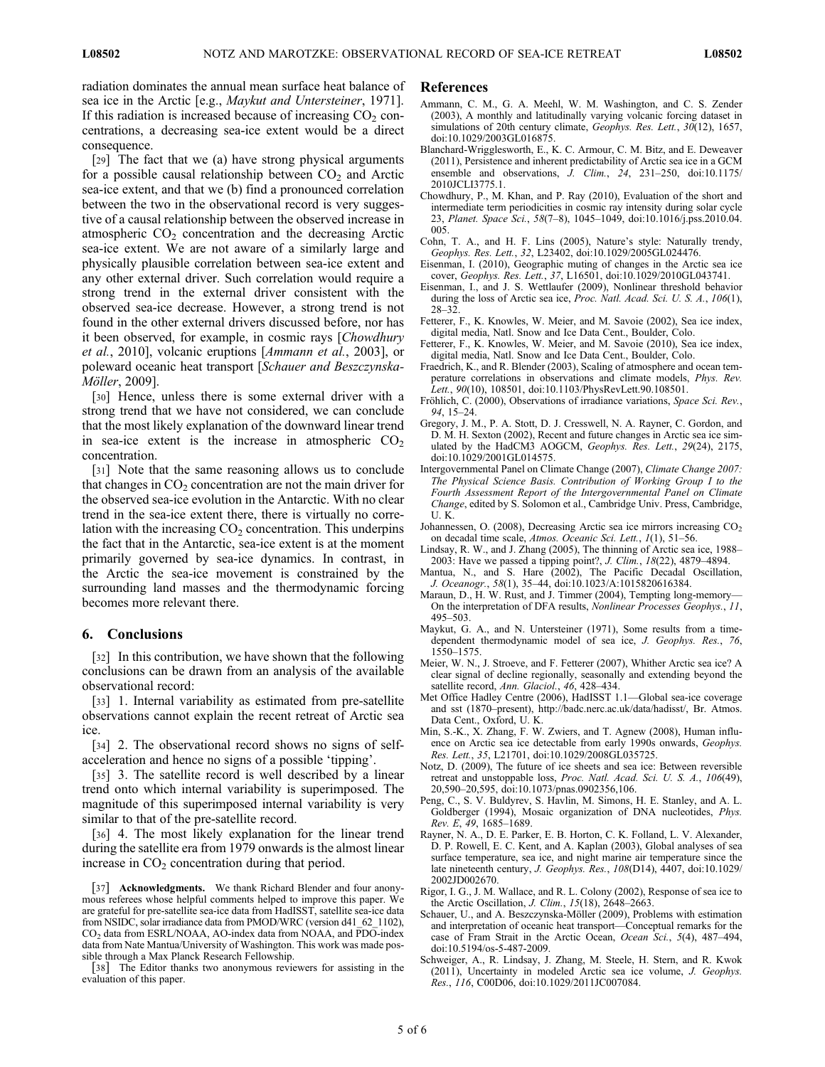radiation dominates the annual mean surface heat balance of sea ice in the Arctic [e.g., *Maykut and Untersteiner*, 1971]. If this radiation is increased because of increasing $CO_2$ concentrations, a decreasing sea-ice extent would be a direct consequence.

[29] The fact that we (a) have strong physical arguments for a possible causal relationship between $CO_2$ and Arctic sea-ice extent, and that we (b) find a pronounced correlation between the two in the observational record is very suggestive of a causal relationship between the observed increase in atmospheric $CO_2$ concentration and the decreasing Arctic sea-ice extent. We are not aware of a similarly large and physically plausible correlation between sea-ice extent and any other external driver. Such correlation would require a strong trend in the external driver consistent with the observed sea-ice decrease. However, a strong trend is not found in the other external drivers discussed before, nor has it been observed, for example, in cosmic rays [*Chowdhury et al.*, 2010], volcanic eruptions [*Ammann et al.*, 2003], or poleward oceanic heat transport [*Schauer and Beszczynska-Möller*, 2009].

[30] Hence, unless there is some external driver with a strong trend that we have not considered, we can conclude that the most likely explanation of the downward linear trend in sea-ice extent is the increase in atmospheric $CO_2$ concentration.

[31] Note that the same reasoning allows us to conclude that changes in $CO_2$ concentration are not the main driver for the observed sea-ice evolution in the Antarctic. With no clear trend in the sea-ice extent there, there is virtually no correlation with the increasing $CO_2$ concentration. This underpins the fact that in the Antarctic, sea-ice extent is at the moment primarily governed by sea-ice dynamics. In contrast, in the Arctic the sea-ice movement is constrained by the surrounding land masses and the thermodynamic forcing becomes more relevant there.

## 6. Conclusions

[32] In this contribution, we have shown that the following conclusions can be drawn from an analysis of the available observational record:

[33] 1. Internal variability as estimated from pre-satellite observations cannot explain the recent retreat of Arctic sea ice.

[34] 2. The observational record shows no signs of self-acceleration and hence no signs of a possible 'tipping'.

[35] 3. The satellite record is well described by a linear trend onto which internal variability is superimposed. The magnitude of this superimposed internal variability is very similar to that of the pre-satellite record.

[36] 4. The most likely explanation for the linear trend during the satellite era from 1979 onwards is the almost linear increase in $CO_2$ concentration during that period.

[37] **Acknowledgments.** We thank Richard Blender and four anonymous referees whose helpful comments helped to improve this paper. We are grateful for pre-satellite sea-ice data from HadISST, satellite sea-ice data from NSIDC, solar irradiance data from PMOD/WRC (version d41_62_1102), $CO_2$ data from ESRL/NOAA, AO-index data from NOAA, and PDO-index data from Nate Mantua/University of Washington. This work was made possible through a Max Planck Research Fellowship.

[38] The Editor thanks two anonymous reviewers for assisting in the evaluation of this paper.

## References

Ammann, C. M., G. A. Meehl, W. M. Washington, and C. S. Zender (2003), A monthly and latitudinally varying volcanic forcing dataset in simulations of 20th century climate, *Geophys. Res. Lett.*, *30*(12), 1657, doi:10.1029/2003GL016875.

Blanchard-Wrigglesworth, E., K. C. Armour, C. M. Bitz, and E. Deweaver (2011), Persistence and inherent predictability of Arctic sea ice in a GCM ensemble and observations, *J. Clim.*, *24*, 231–250, doi:10.1175/2010JCLI3775.1.

Chowdhury, P., M. Khan, and P. Ray (2010), Evaluation of the short and intermediate term periodicities in cosmic ray intensity during solar cycle 23, *Planet. Space Sci.*, *58*(7–8), 1045–1049, doi:10.1016/j.pss.2010.04.005.

Cohn, T. A., and H. F. Lins (2005), Nature's style: Naturally trendy, *Geophys. Res. Lett.*, *32*, L23402, doi:10.1029/2005GL024476.

Eisenman, I. (2010), Geographic muting of changes in the Arctic sea ice cover, *Geophys. Res. Lett.*, *37*, L16501, doi:10.1029/2010GL043741.

Eisenman, I., and J. S. Wettlaufer (2009), Nonlinear threshold behavior during the loss of Arctic sea ice, *Proc. Natl. Acad. Sci. U. S. A.*, *106*(1), 28–32.

Fetterer, F., K. Knowles, W. Meier, and M. Savoie (2002), Sea ice index, digital media, Natl. Snow and Ice Data Cent., Boulder, Colo.

Fetterer, F., K. Knowles, W. Meier, and M. Savoie (2010), Sea ice index, digital media, Natl. Snow and Ice Data Cent., Boulder, Colo.

Fraedrich, K., and R. Blender (2003), Scaling of atmosphere and ocean temperature correlations in observations and climate models, *Phys. Rev. Lett.*, *90*(10), 108501, doi:10.1103/PhysRevLett.90.108501.

Fröhlich, C. (2000), Observations of irradiance variations, *Space Sci. Rev.*, *94*, 15–24.

Gregory, J. M., P. A. Stott, D. J. Cresswell, N. A. Rayner, C. Gordon, and D. M. H. Sexton (2002), Recent and future changes in Arctic sea ice simulated by the HadCM3 AOGCM, *Geophys. Res. Lett.*, *29*(24), 2175, doi:10.1029/2001GL014575.

Intergovernmental Panel on Climate Change (2007), *Climate Change 2007: The Physical Science Basis. Contribution of Working Group I to the Fourth Assessment Report of the Intergovernmental Panel on Climate Change*, edited by S. Solomon et al., Cambridge Univ. Press, Cambridge, U. K.

Johannessen, O. (2008), Decreasing Arctic sea ice mirrors increasing $CO_2$ on decadal time scale, *Atmos. Oceanic Sci. Lett.*, *1*(1), 51–56.

Lindsay, R. W., and J. Zhang (2005), The thinning of Arctic sea ice, 1988–2003: Have we passed a tipping point?, *J. Clim.*, *18*(22), 4879–4894.

Mantua, N., and S. Hare (2002), The Pacific Decadal Oscillation, *J. Oceanogr.*, *58*(1), 35–44, doi:10.1023/A:1015820616384.

Maraun, D., H. W. Rust, and J. Timmer (2004), Tempting long-memory—On the interpretation of DFA results, *Nonlinear Processes Geophys.*, *11*, 495–503.

Maykut, G. A., and N. Untersteiner (1971), Some results from a time-dependent thermodynamic model of sea ice, *J. Geophys. Res.*, *76*, 1550–1575.

Meier, W. N., J. Stroeve, and F. Fetterer (2007), Whither Arctic sea ice? A clear signal of decline regionally, seasonally and extending beyond the satellite record, *Ann. Glaciol.*, *46*, 428–434.

Met Office Hadley Centre (2006), HadISST 1.1—Global sea-ice coverage and sst (1870–present), http://badc.nerc.ac.uk/data/hadisst/, Br. Atmos. Data Cent., Oxford, U. K.

Min, S.-K., X. Zhang, F. W. Zwiers, and T. Agnew (2008), Human influence on Arctic sea ice detectable from early 1990s onwards, *Geophys. Res. Lett.*, *35*, L21701, doi:10.1029/2008GL035725.

Notz, D. (2009), The future of ice sheets and sea ice: Between reversible retreat and unstoppable loss, *Proc. Natl. Acad. Sci. U. S. A.*, *106*(49), 20,590–20,595, doi:10.1073/pnas.0902356,106.

Peng, C., S. V. Buldyrev, S. Havlin, M. Simons, H. E. Stanley, and A. L. Goldberger (1994), Mosaic organization of DNA nucleotides, *Phys. Rev. E*, *49*, 1685–1689.

Rayner, N. A., D. E. Parker, E. B. Horton, C. K. Folland, L. V. Alexander, D. P. Rowell, E. C. Kent, and A. Kaplan (2003), Global analyses of sea surface temperature, sea ice, and night marine air temperature since the late nineteenth century, *J. Geophys. Res.*, *108*(D14), 4407, doi:10.1029/2002JD002670.

Rigor, I. G., J. M. Wallace, and R. L. Colony (2002), Response of sea ice to the Arctic Oscillation, *J. Clim.*, *15*(18), 2648–2663.

Schauer, U., and A. Beszczynska-Möller (2009), Problems with estimation and interpretation of oceanic heat transport—Conceptual remarks for the case of Fram Strait in the Arctic Ocean, *Ocean Sci.*, *5*(4), 487–494, doi:10.5194/os-5-487-2009.

Schweiger, A., R. Lindsay, J. Zhang, M. Steele, H. Stern, and R. Kwok (2011), Uncertainty in modeled Arctic sea ice volume, *J. Geophys. Res.*, *116*, C00D06, doi:10.1029/2011JC007084.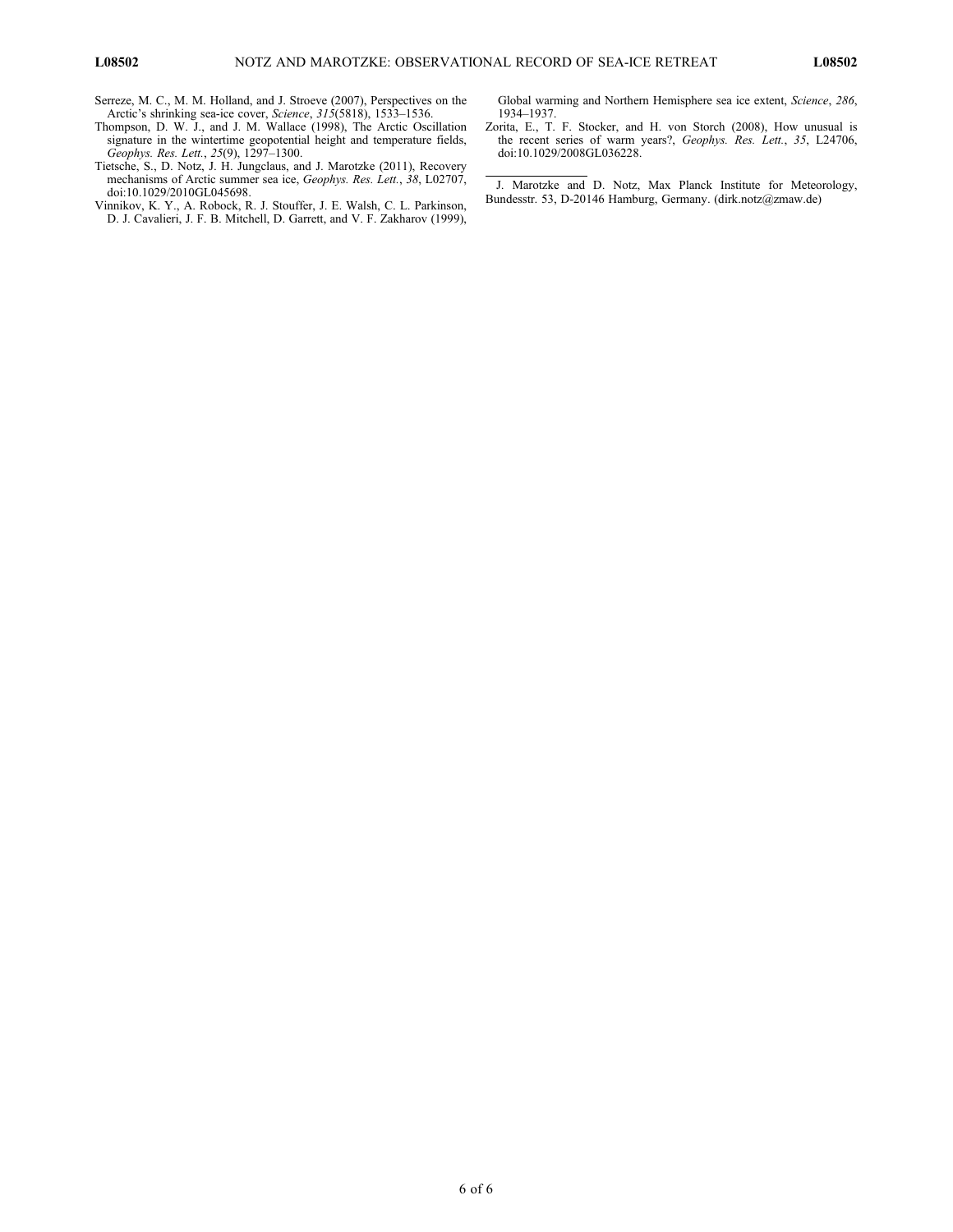Serreze, M. C., M. M. Holland, and J. Stroeve (2007), Perspectives on the Arctic's shrinking sea-ice cover, *Science*, *315*(5818), 1533–1536.

Thompson, D. W. J., and J. M. Wallace (1998), The Arctic Oscillation signature in the wintertime geopotential height and temperature fields, *Geophys. Res. Lett.*, *25*(9), 1297–1300.

Tietsche, S., D. Notz, J. H. Jungclaus, and J. Marotzke (2011), Recovery mechanisms of Arctic summer sea ice, *Geophys. Res. Lett.*, *38*, L02707, doi:10.1029/2010GL045698.

Vinnikov, K. Y., A. Robock, R. J. Stouffer, J. E. Walsh, C. L. Parkinson, D. J. Cavalieri, J. F. B. Mitchell, D. Garrett, and V. F. Zakharov (1999), Global warming and Northern Hemisphere sea ice extent, *Science*, *286*, 1934–1937.

Zorita, E., T. F. Stocker, and H. von Storch (2008), How unusual is the recent series of warm years?, *Geophys. Res. Lett.*, *35*, L24706, doi:10.1029/2008GL036228.

---

J. Marotzke and D. Notz, Max Planck Institute for Meteorology, Bundesstr. 53, D-20146 Hamburg, Germany. (dirk.notz@zmaw.de)